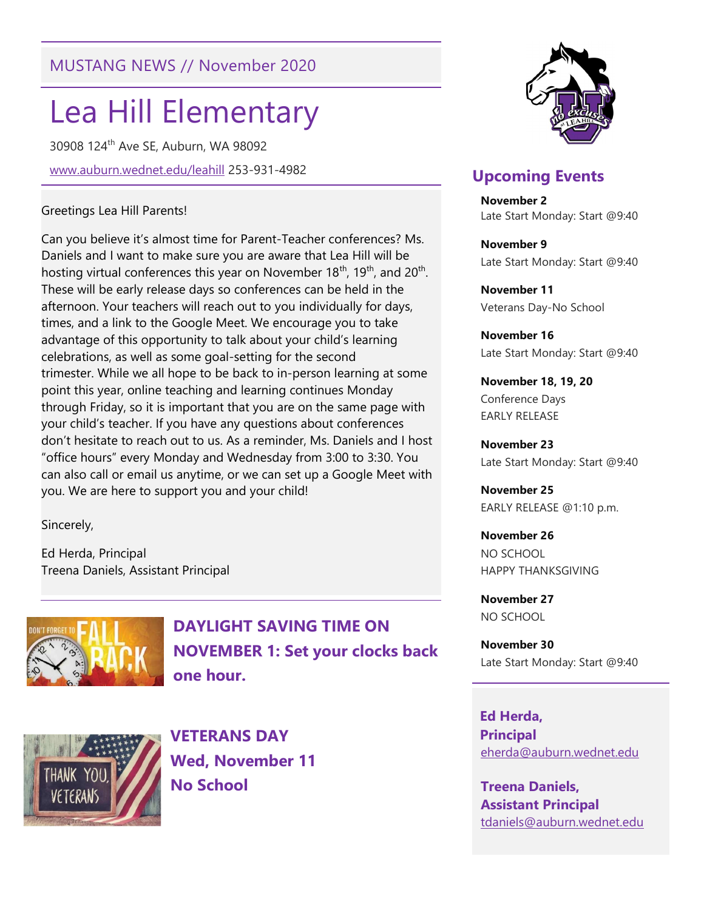MUSTANG NEWS // November 2020

# Lea Hill Elementary

30908 124th Ave SE, Auburn, WA 98092

www.auburn.wednet.edu/leahill 253-931-4982

Greetings Lea Hill Parents!

Can you believe it's almost time for Parent-Teacher conferences? Ms. Daniels and I want to make sure you are aware that Lea Hill will be hosting virtual conferences this year on November 18th, 19th, and 20th. These will be early release days so conferences can be held in the afternoon. Your teachers will reach out to you individually for days, times, and a link to the Google Meet. We encourage you to take advantage of this opportunity to talk about your child's learning celebrations, as well as some goal-setting for the second trimester. While we all hope to be back to in-person learning at some point this year, online teaching and learning continues Monday through Friday, so it is important that you are on the same page with your child's teacher. If you have any questions about conferences don't hesitate to reach out to us. As a reminder, Ms. Daniels and I host "office hours" every Monday and Wednesday from 3:00 to 3:30. You can also call or email us anytime, or we can set up a Google Meet with you. We are here to support you and your child!

Sincerely,

Ed Herda, Principal
Treena Daniels, Assistant Principal

## DAYLIGHT SAVING TIME ON NOVEMBER 1: Set your clocks back one hour.

## VETERANS DAY Wed, November 11 No School

## Upcoming Events

**November 2**
Late Start Monday: Start @9:40

**November 9**
Late Start Monday: Start @9:40

**November 11**
Veterans Day-No School

**November 16**
Late Start Monday: Start @9:40

**November 18, 19, 20**
Conference Days
EARLY RELEASE

**November 23**
Late Start Monday: Start @9:40

**November 25**
EARLY RELEASE @1:10 p.m.

**November 26**
NO SCHOOL
HAPPY THANKSGIVING

**November 27**
NO SCHOOL

**November 30**
Late Start Monday: Start @9:40

**Ed Herda, Principal**
eherda@auburn.wednet.edu

**Treena Daniels, Assistant Principal**
tdaniels@auburn.wednet.edu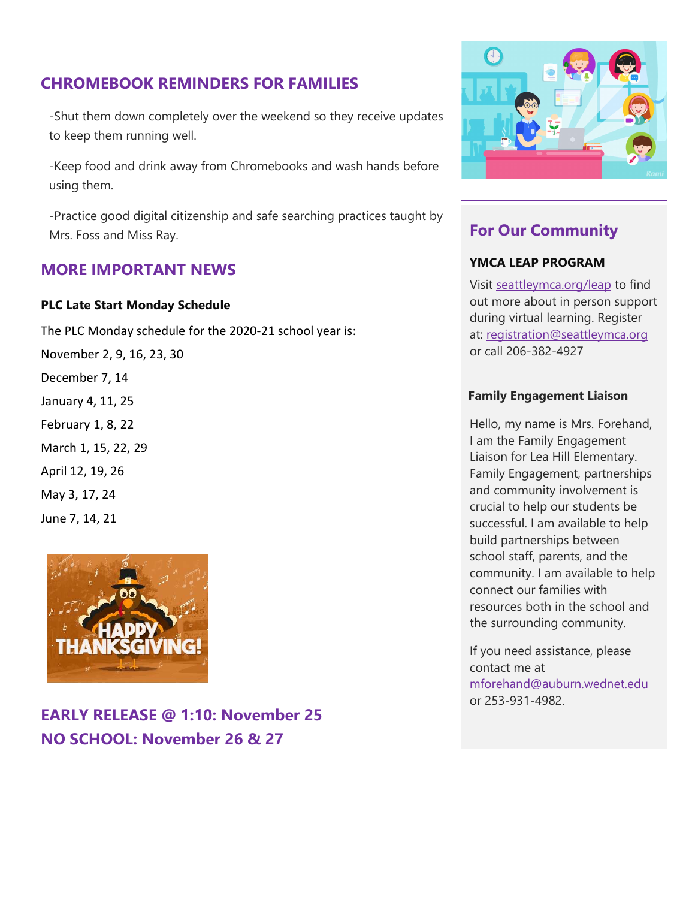## CHROMEBOOK REMINDERS FOR FAMILIES

-Shut them down completely over the weekend so they receive updates to keep them running well.

-Keep food and drink away from Chromebooks and wash hands before using them.

-Practice good digital citizenship and safe searching practices taught by Mrs. Foss and Miss Ray.

## MORE IMPORTANT NEWS

**PLC Late Start Monday Schedule**

The PLC Monday schedule for the 2020-21 school year is:

November 2, 9, 16, 23, 30

December 7, 14

January 4, 11, 25

February 1, 8, 22

March 1, 15, 22, 29

April 12, 19, 26

May 3, 17, 24

June 7, 14, 21

### EARLY RELEASE @ 1:10: November 25
### NO SCHOOL: November 26 & 27

## For Our Community

**YMCA LEAP PROGRAM**

Visit seattleymca.org/leap to find out more about in person support during virtual learning. Register at: registration@seattleymca.org or call 206-382-4927

**Family Engagement Liaison**

Hello, my name is Mrs. Forehand, I am the Family Engagement Liaison for Lea Hill Elementary. Family Engagement, partnerships and community involvement is crucial to help our students be successful. I am available to help build partnerships between school staff, parents, and the community. I am available to help connect our families with resources both in the school and the surrounding community.

If you need assistance, please contact me at mforehand@auburn.wednet.edu or 253-931-4982.